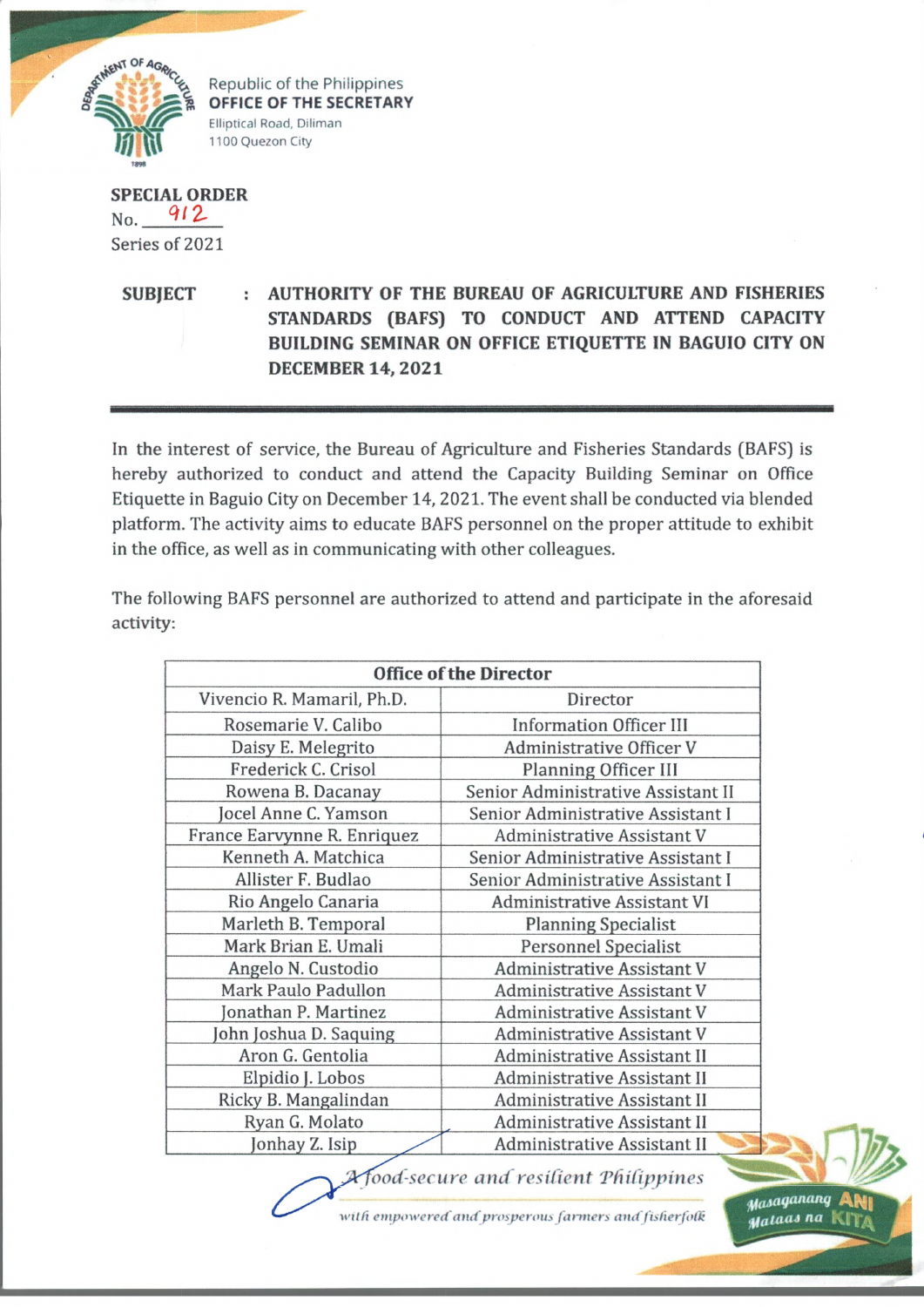Republic of the Philippines
**OFFICE OF THE SECRETARY**
Elliptical Road, Diliman
1100 Quezon City

**SPECIAL ORDER**
No. 912
Series of 2021

**SUBJECT : AUTHORITY OF THE BUREAU OF AGRICULTURE AND FISHERIES STANDARDS (BAFS) TO CONDUCT AND ATTEND CAPACITY BUILDING SEMINAR ON OFFICE ETIQUETTE IN BAGUIO CITY ON DECEMBER 14, 2021**

In the interest of service, the Bureau of Agriculture and Fisheries Standards (BAFS) is hereby authorized to conduct and attend the Capacity Building Seminar on Office Etiquette in Baguio City on December 14, 2021. The event shall be conducted via blended platform. The activity aims to educate BAFS personnel on the proper attitude to exhibit in the office, as well as in communicating with other colleagues.

The following BAFS personnel are authorized to attend and participate in the aforesaid activity:

| **Office of the Director** | |
|---|---|
| Vivencio R. Mamaril, Ph.D. | Director |
| Rosemarie V. Calibo | Information Officer III |
| Daisy E. Melegrito | Administrative Officer V |
| Frederick C. Crisol | Planning Officer III |
| Rowena B. Dacanay | Senior Administrative Assistant II |
| Jocel Anne C. Yamson | Senior Administrative Assistant I |
| France Earvynne R. Enriquez | Administrative Assistant V |
| Kenneth A. Matchica | Senior Administrative Assistant I |
| Allister F. Budlao | Senior Administrative Assistant I |
| Rio Angelo Canaria | Administrative Assistant VI |
| Marleth B. Temporal | Planning Specialist |
| Mark Brian E. Umali | Personnel Specialist |
| Angelo N. Custodio | Administrative Assistant V |
| Mark Paulo Padullon | Administrative Assistant V |
| Jonathan P. Martinez | Administrative Assistant V |
| John Joshua D. Saquing | Administrative Assistant V |
| Aron G. Gentolia | Administrative Assistant II |
| Elpidio J. Lobos | Administrative Assistant II |
| Ricky B. Mangalindan | Administrative Assistant II |
| Ryan G. Molato | Administrative Assistant II |
| Jonhay Z. Isip | Administrative Assistant II |

*A food-secure and resilient Philippines with empowered and prosperous farmers and fisherfolk*

Masaganang ANI Mataas na KITA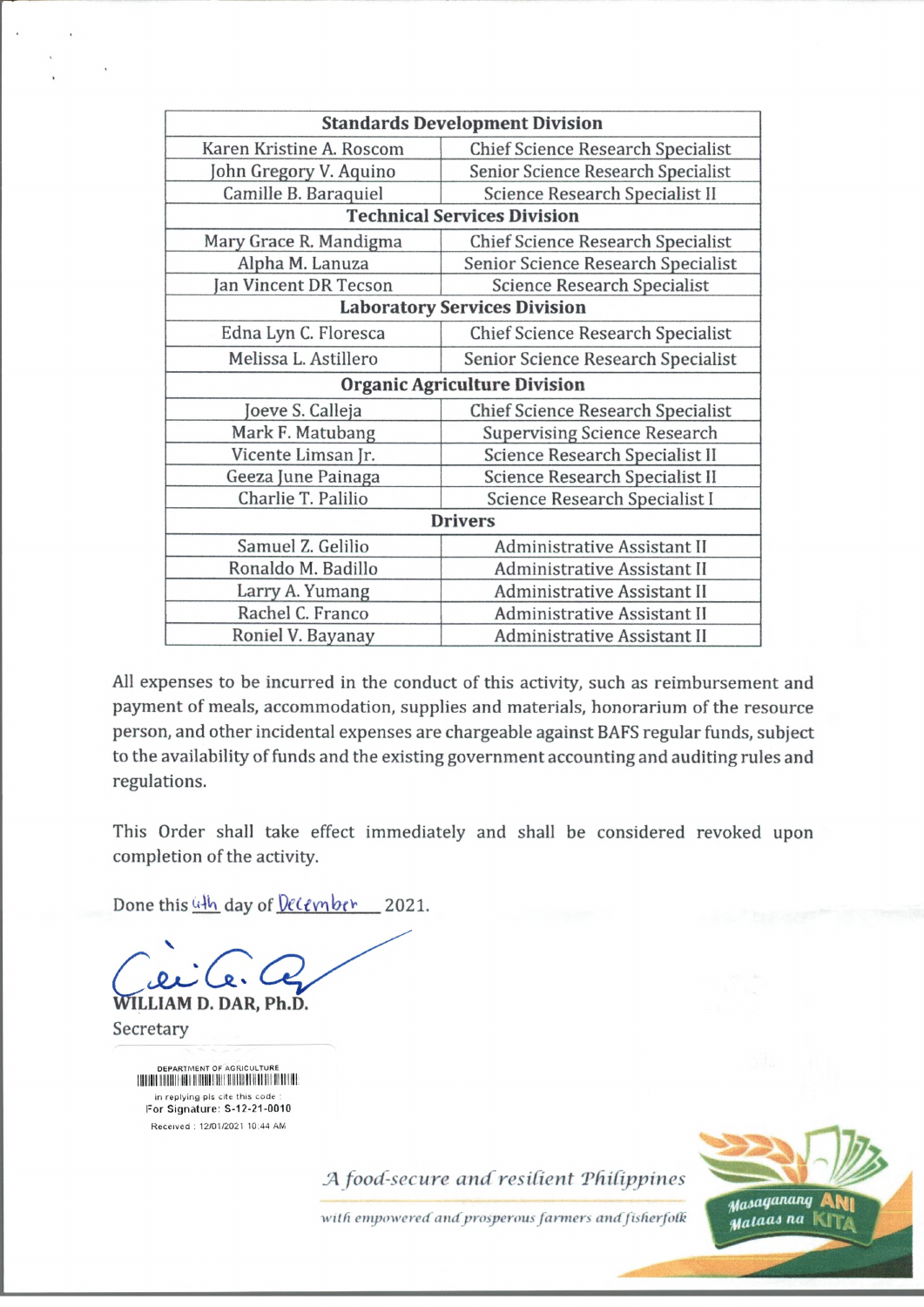| | |
|---|---|
| **Standards Development Division** | |
| Karen Kristine A. Roscom | Chief Science Research Specialist |
| John Gregory V. Aquino | Senior Science Research Specialist |
| Camille B. Baraquiel | Science Research Specialist II |
| **Technical Services Division** | |
| Mary Grace R. Mandigma | Chief Science Research Specialist |
| Alpha M. Lanuza | Senior Science Research Specialist |
| Jan Vincent DR Tecson | Science Research Specialist |
| **Laboratory Services Division** | |
| Edna Lyn C. Floresca | Chief Science Research Specialist |
| Melissa L. Astillero | Senior Science Research Specialist |
| **Organic Agriculture Division** | |
| Joeve S. Calleja | Chief Science Research Specialist |
| Mark F. Matubang | Supervising Science Research |
| Vicente Limsan Jr. | Science Research Specialist II |
| Geeza June Painaga | Science Research Specialist II |
| Charlie T. Palilio | Science Research Specialist I |
| **Drivers** | |
| Samuel Z. Gelilio | Administrative Assistant II |
| Ronaldo M. Badillo | Administrative Assistant II |
| Larry A. Yumang | Administrative Assistant II |
| Rachel C. Franco | Administrative Assistant II |
| Roniel V. Bayanay | Administrative Assistant II |

All expenses to be incurred in the conduct of this activity, such as reimbursement and payment of meals, accommodation, supplies and materials, honorarium of the resource person, and other incidental expenses are chargeable against BAFS regular funds, subject to the availability of funds and the existing government accounting and auditing rules and regulations.

This Order shall take effect immediately and shall be considered revoked upon completion of the activity.

Done this 4th day of December 2021.

**WILLIAM D. DAR, Ph.D.**
Secretary

DEPARTMENT OF AGRICULTURE
in replying pls cite this code :
For Signature: S-12-21-0010
Received : 12/01/2021 10:44 AM

*A food-secure and resilient Philippines*
*with empowered and prosperous farmers and fisherfolk*

Masaganang ANI Mataas na KITA